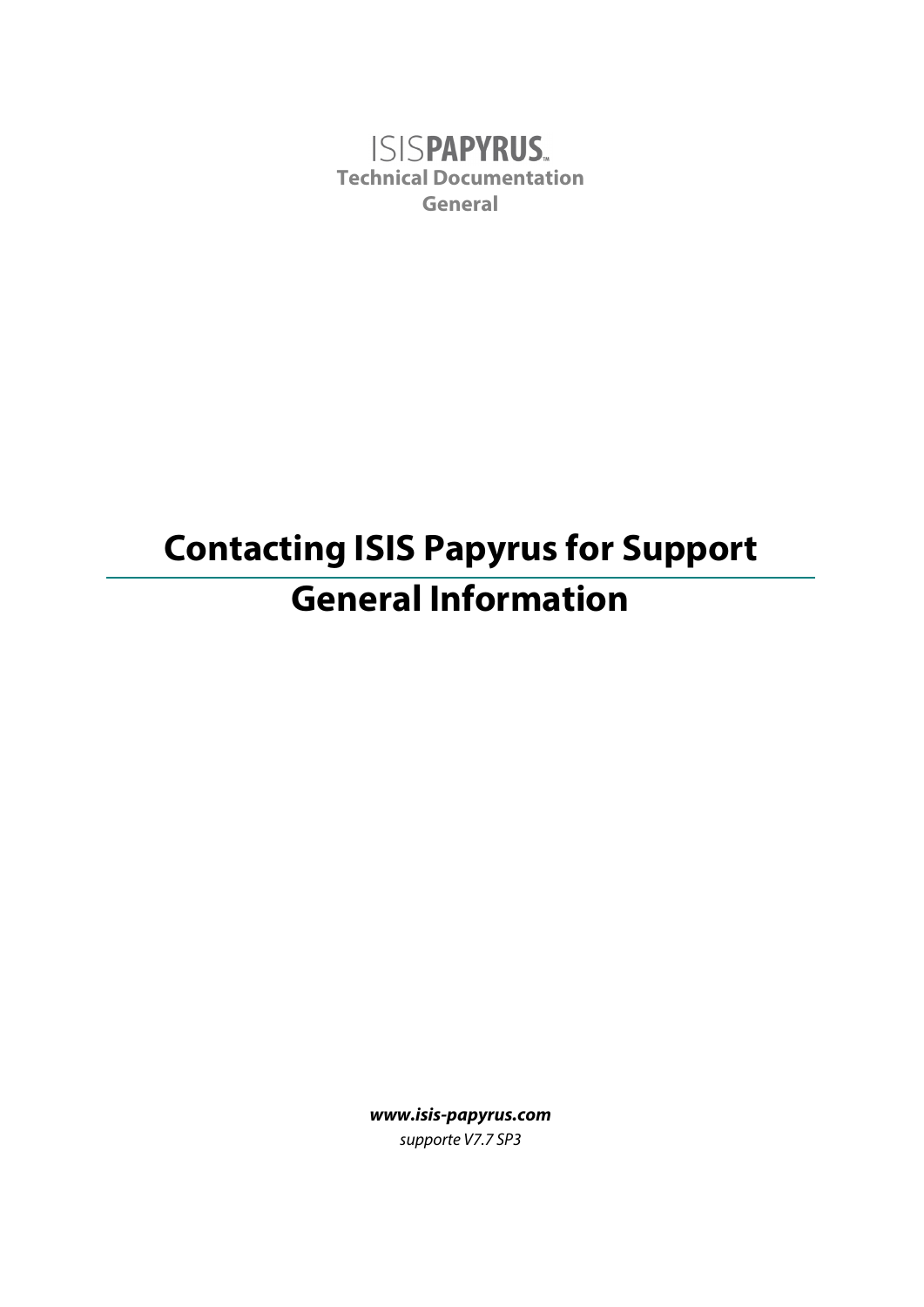ISISPAPYRUS™
**Technical Documentation**
**General**

# Contacting ISIS Papyrus for Support

# General Information

***www.isis-papyrus.com***

*supporte V7.7 SP3*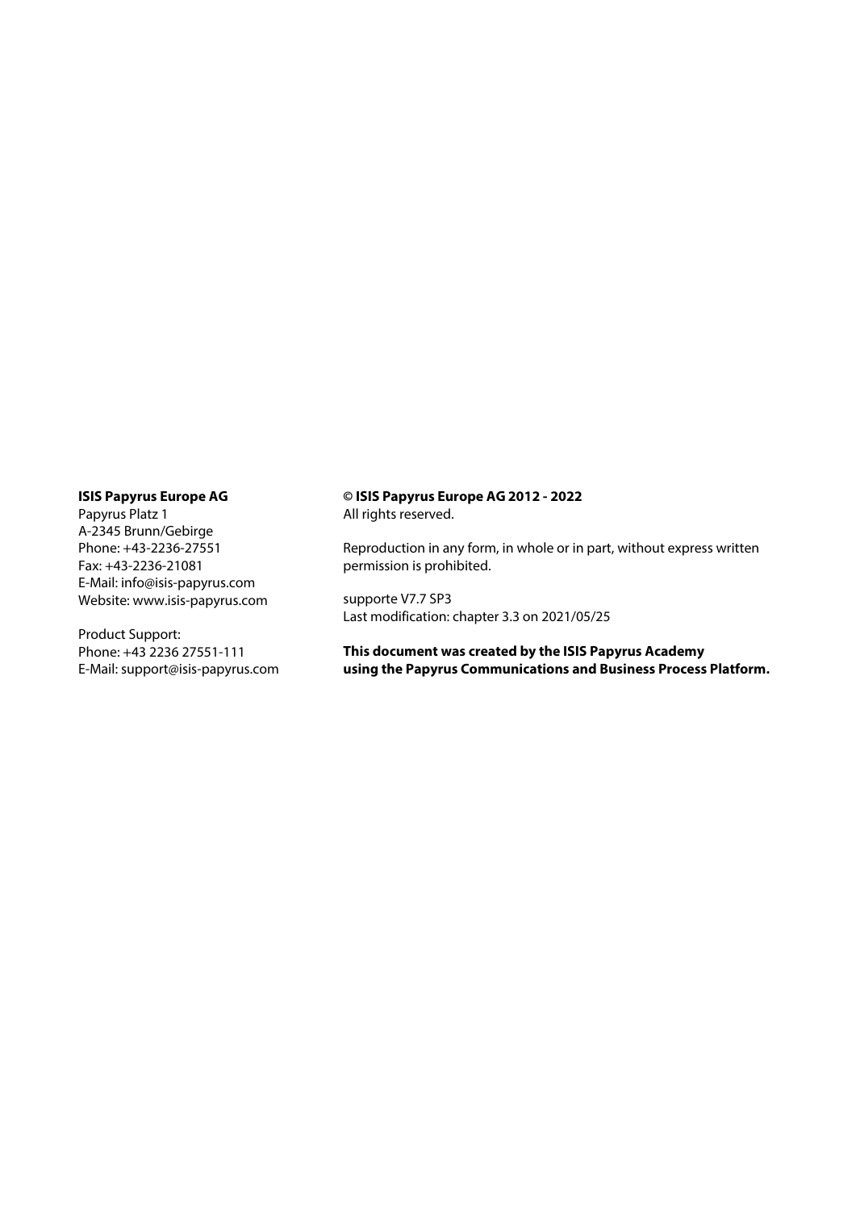**ISIS Papyrus Europe AG**
Papyrus Platz 1
A-2345 Brunn/Gebirge
Phone: +43-2236-27551
Fax: +43-2236-21081
E-Mail: info@isis-papyrus.com
Website: www.isis-papyrus.com

Product Support:
Phone: +43 2236 27551-111
E-Mail: support@isis-papyrus.com

**© ISIS Papyrus Europe AG 2012 - 2022**
All rights reserved.

Reproduction in any form, in whole or in part, without express written permission is prohibited.

supporte V7.7 SP3
Last modification: chapter 3.3 on 2021/05/25

**This document was created by the ISIS Papyrus Academy using the Papyrus Communications and Business Process Platform.**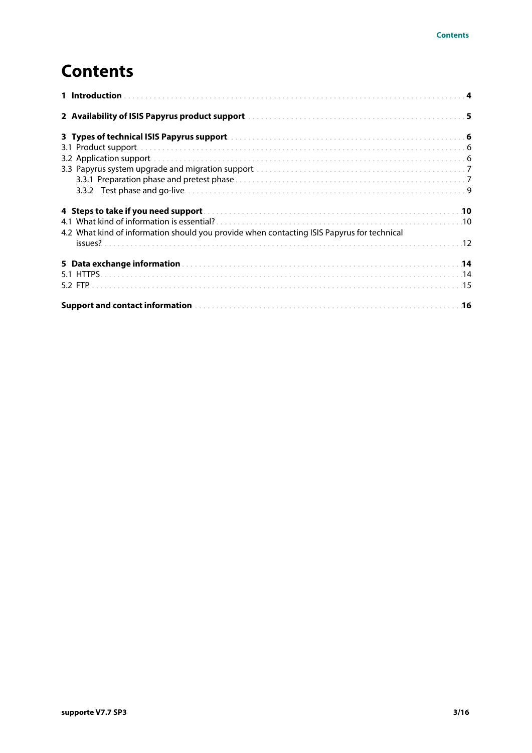# Contents

**1 Introduction** .......... **4**

**2 Availability of ISIS Papyrus product support** .......... **5**

**3 Types of technical ISIS Papyrus support** .......... **6**

3.1 Product support .......... 6

3.2 Application support .......... 6

3.3 Papyrus system upgrade and migration support .......... 7

3.3.1 Preparation phase and pretest phase .......... 7

3.3.2 Test phase and go-live .......... 9

**4 Steps to take if you need support** .......... **10**

4.1 What kind of information is essential? .......... 10

4.2 What kind of information should you provide when contacting ISIS Papyrus for technical issues? .......... 12

**5 Data exchange information** .......... **14**

5.1 HTTPS .......... 14

5.2 FTP .......... 15

**Support and contact information** .......... **16**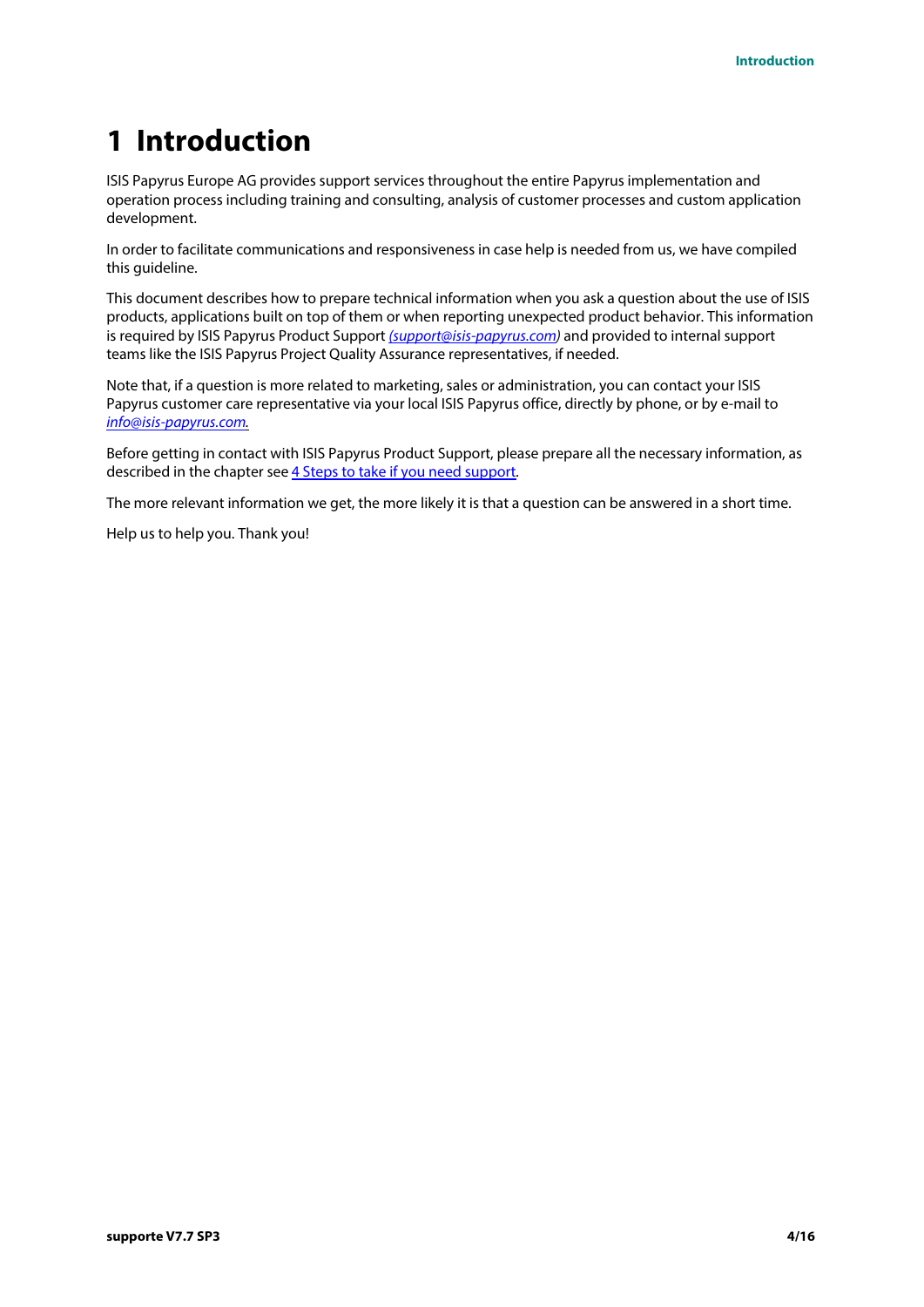# 1 Introduction

ISIS Papyrus Europe AG provides support services throughout the entire Papyrus implementation and operation process including training and consulting, analysis of customer processes and custom application development.

In order to facilitate communications and responsiveness in case help is needed from us, we have compiled this guideline.

This document describes how to prepare technical information when you ask a question about the use of ISIS products, applications built on top of them or when reporting unexpected product behavior. This information is required by ISIS Papyrus Product Support *(support@isis-papyrus.com)* and provided to internal support teams like the ISIS Papyrus Project Quality Assurance representatives, if needed.

Note that, if a question is more related to marketing, sales or administration, you can contact your ISIS Papyrus customer care representative via your local ISIS Papyrus office, directly by phone, or by e-mail to *info@isis-papyrus.com.*

Before getting in contact with ISIS Papyrus Product Support, please prepare all the necessary information, as described in the chapter see 4 Steps to take if you need support.

The more relevant information we get, the more likely it is that a question can be answered in a short time.

Help us to help you. Thank you!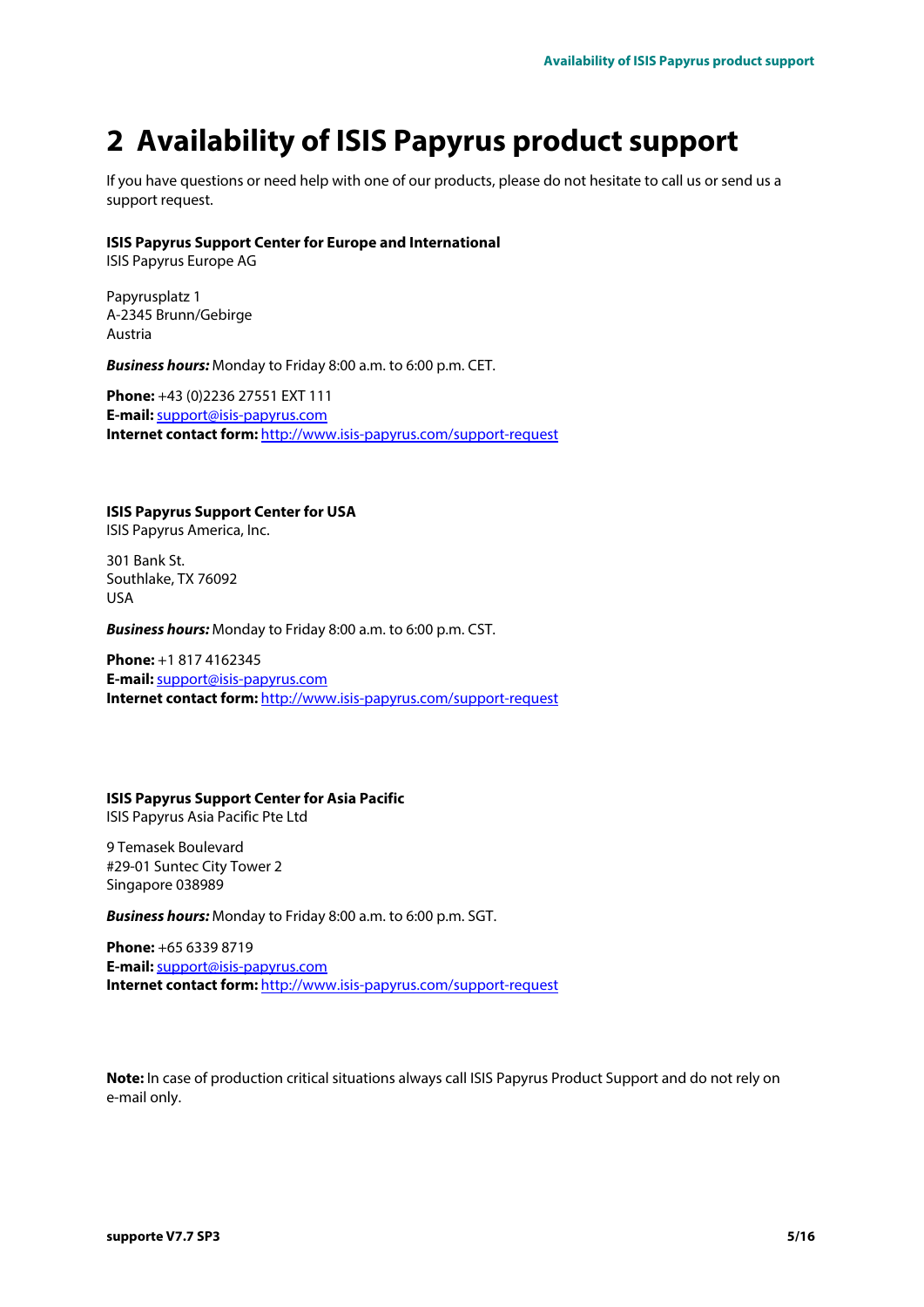# 2 Availability of ISIS Papyrus product support

If you have questions or need help with one of our products, please do not hesitate to call us or send us a support request.

**ISIS Papyrus Support Center for Europe and International**
ISIS Papyrus Europe AG

Papyrusplatz 1
A-2345 Brunn/Gebirge
Austria

***Business hours:*** Monday to Friday 8:00 a.m. to 6:00 p.m. CET.

**Phone:** +43 (0)2236 27551 EXT 111
**E-mail:** support@isis-papyrus.com
**Internet contact form:** http://www.isis-papyrus.com/support-request

**ISIS Papyrus Support Center for USA**
ISIS Papyrus America, Inc.

301 Bank St.
Southlake, TX 76092
USA

***Business hours:*** Monday to Friday 8:00 a.m. to 6:00 p.m. CST.

**Phone:** +1 817 4162345
**E-mail:** support@isis-papyrus.com
**Internet contact form:** http://www.isis-papyrus.com/support-request

**ISIS Papyrus Support Center for Asia Pacific**
ISIS Papyrus Asia Pacific Pte Ltd

9 Temasek Boulevard
#29-01 Suntec City Tower 2
Singapore 038989

***Business hours:*** Monday to Friday 8:00 a.m. to 6:00 p.m. SGT.

**Phone:** +65 6339 8719
**E-mail:** support@isis-papyrus.com
**Internet contact form:** http://www.isis-papyrus.com/support-request

**Note:** In case of production critical situations always call ISIS Papyrus Product Support and do not rely on e-mail only.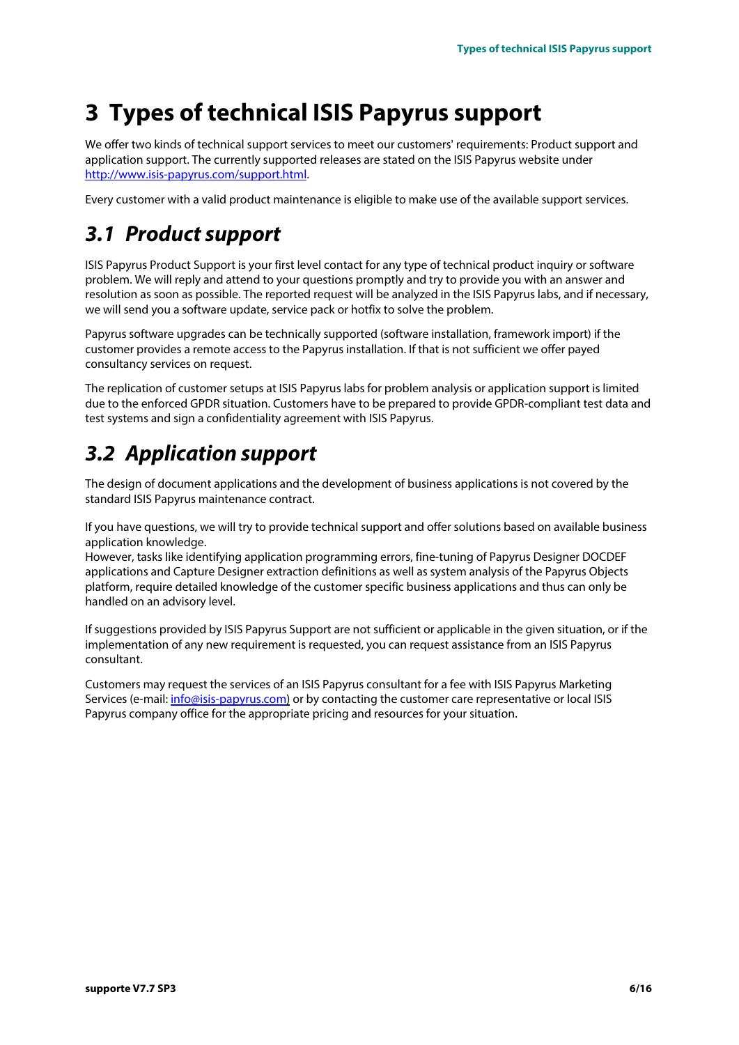# 3 Types of technical ISIS Papyrus support

We offer two kinds of technical support services to meet our customers' requirements: Product support and application support. The currently supported releases are stated on the ISIS Papyrus website under http://www.isis-papyrus.com/support.html.

Every customer with a valid product maintenance is eligible to make use of the available support services.

## *3.1 Product support*

ISIS Papyrus Product Support is your first level contact for any type of technical product inquiry or software problem. We will reply and attend to your questions promptly and try to provide you with an answer and resolution as soon as possible. The reported request will be analyzed in the ISIS Papyrus labs, and if necessary, we will send you a software update, service pack or hotfix to solve the problem.

Papyrus software upgrades can be technically supported (software installation, framework import) if the customer provides a remote access to the Papyrus installation. If that is not sufficient we offer payed consultancy services on request.

The replication of customer setups at ISIS Papyrus labs for problem analysis or application support is limited due to the enforced GPDR situation. Customers have to be prepared to provide GPDR-compliant test data and test systems and sign a confidentiality agreement with ISIS Papyrus.

## *3.2 Application support*

The design of document applications and the development of business applications is not covered by the standard ISIS Papyrus maintenance contract.

If you have questions, we will try to provide technical support and offer solutions based on available business application knowledge.
However, tasks like identifying application programming errors, fine-tuning of Papyrus Designer DOCDEF applications and Capture Designer extraction definitions as well as system analysis of the Papyrus Objects platform, require detailed knowledge of the customer specific business applications and thus can only be handled on an advisory level.

If suggestions provided by ISIS Papyrus Support are not sufficient or applicable in the given situation, or if the implementation of any new requirement is requested, you can request assistance from an ISIS Papyrus consultant.

Customers may request the services of an ISIS Papyrus consultant for a fee with ISIS Papyrus Marketing Services (e-mail: info@isis-papyrus.com) or by contacting the customer care representative or local ISIS Papyrus company office for the appropriate pricing and resources for your situation.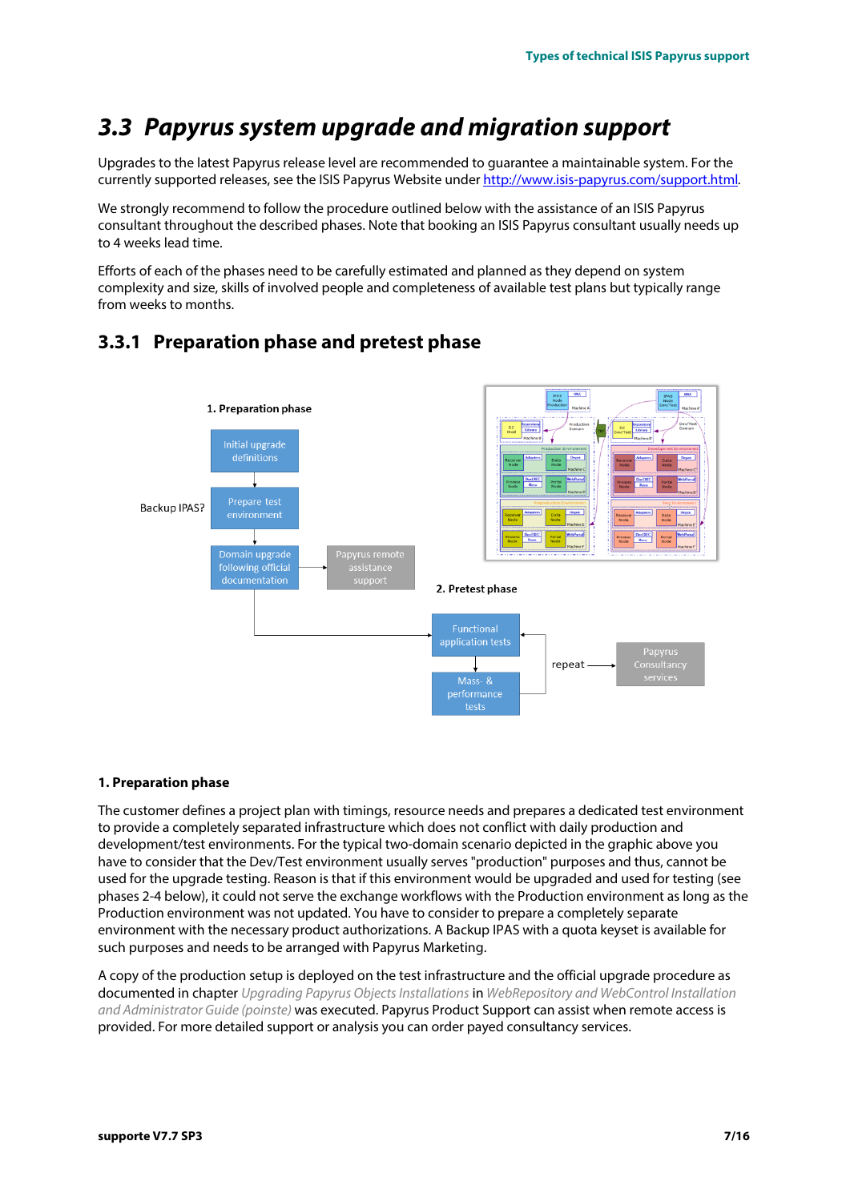## 3.3 Papyrus system upgrade and migration support

Upgrades to the latest Papyrus release level are recommended to guarantee a maintainable system. For the currently supported releases, see the ISIS Papyrus Website under http://www.isis-papyrus.com/support.html.

We strongly recommend to follow the procedure outlined below with the assistance of an ISIS Papyrus consultant throughout the described phases. Note that booking an ISIS Papyrus consultant usually needs up to 4 weeks lead time.

Efforts of each of the phases need to be carefully estimated and planned as they depend on system complexity and size, skills of involved people and completeness of available test plans but typically range from weeks to months.

### 3.3.1 Preparation phase and pretest phase

1. Preparation phase

Initial upgrade definitions

Backup IPAS?

Prepare test environment

Domain upgrade following official documentation

Papyrus remote assistance support

2. Pretest phase

Functional application tests

Mass- & performance tests

repeat

Papyrus Consultancy services

**1. Preparation phase**

The customer defines a project plan with timings, resource needs and prepares a dedicated test environment to provide a completely separated infrastructure which does not conflict with daily production and development/test environments. For the typical two-domain scenario depicted in the graphic above you have to consider that the Dev/Test environment usually serves "production" purposes and thus, cannot be used for the upgrade testing. Reason is that if this environment would be upgraded and used for testing (see phases 2-4 below), it could not serve the exchange workflows with the Production environment as long as the Production environment was not updated. You have to consider to prepare a completely separate environment with the necessary product authorizations. A Backup IPAS with a quota keyset is available for such purposes and needs to be arranged with Papyrus Marketing.

A copy of the production setup is deployed on the test infrastructure and the official upgrade procedure as documented in chapter *Upgrading Papyrus Objects Installations* in *WebRepository and WebControl Installation and Administrator Guide (pointse)* was executed. Papyrus Product Support can assist when remote access is provided. For more detailed support or analysis you can order payed consultancy services.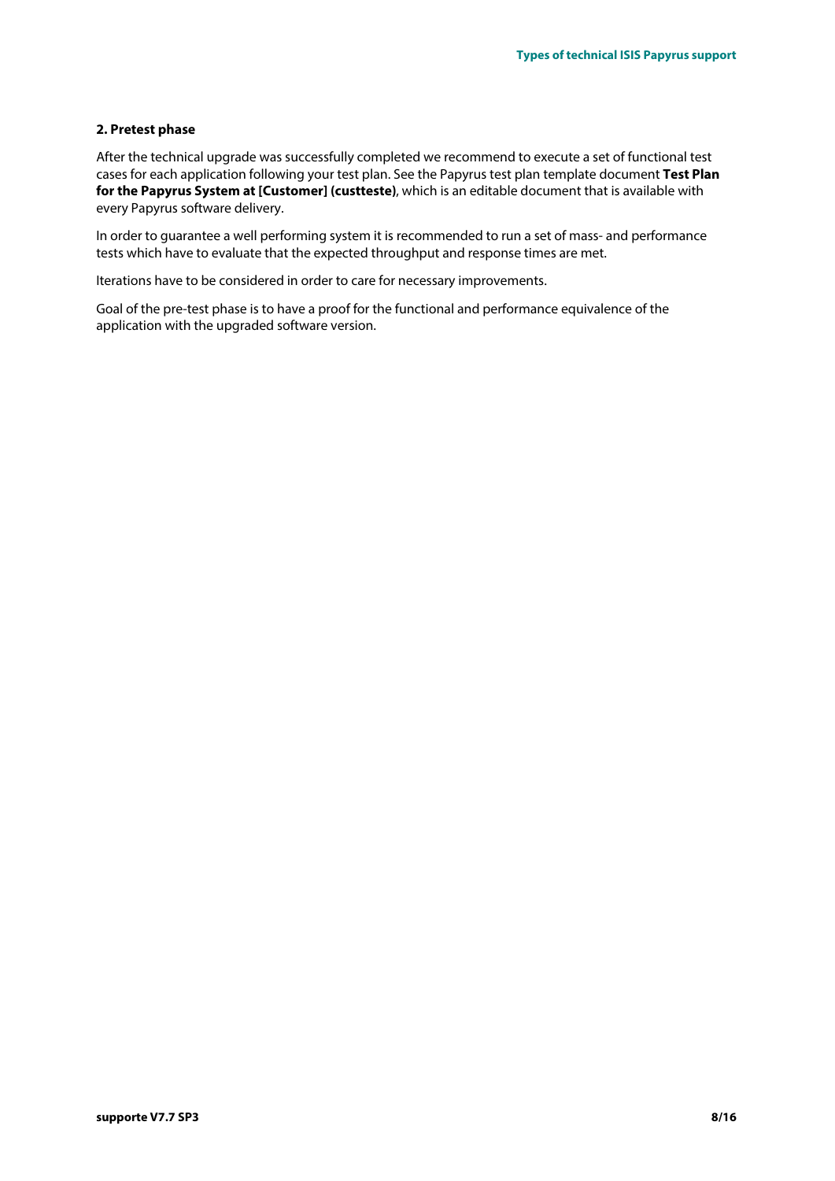**2. Pretest phase**

After the technical upgrade was successfully completed we recommend to execute a set of functional test cases for each application following your test plan. See the Papyrus test plan template document **Test Plan for the Papyrus System at [Customer] (custteste)**, which is an editable document that is available with every Papyrus software delivery.

In order to guarantee a well performing system it is recommended to run a set of mass- and performance tests which have to evaluate that the expected throughput and response times are met.

Iterations have to be considered in order to care for necessary improvements.

Goal of the pre-test phase is to have a proof for the functional and performance equivalence of the application with the upgraded software version.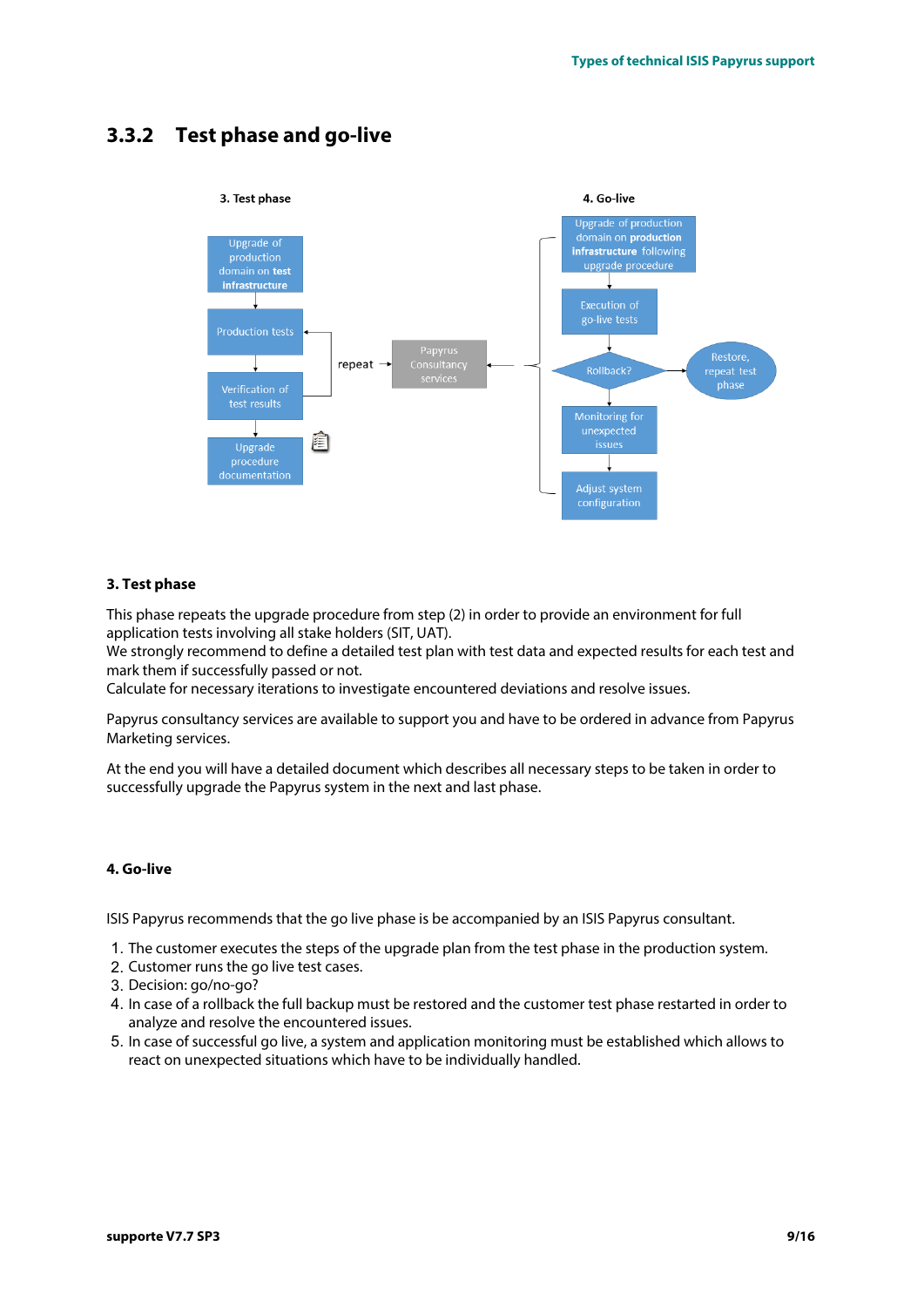## 3.3.2 Test phase and go-live

### 3. Test phase

This phase repeats the upgrade procedure from step (2) in order to provide an environment for full application tests involving all stake holders (SIT, UAT).
We strongly recommend to define a detailed test plan with test data and expected results for each test and mark them if successfully passed or not.
Calculate for necessary iterations to investigate encountered deviations and resolve issues.

Papyrus consultancy services are available to support you and have to be ordered in advance from Papyrus Marketing services.

At the end you will have a detailed document which describes all necessary steps to be taken in order to successfully upgrade the Papyrus system in the next and last phase.

### 4. Go-live

ISIS Papyrus recommends that the go live phase is be accompanied by an ISIS Papyrus consultant.

1. The customer executes the steps of the upgrade plan from the test phase in the production system.
2. Customer runs the go live test cases.
3. Decision: go/no-go?
4. In case of a rollback the full backup must be restored and the customer test phase restarted in order to analyze and resolve the encountered issues.
5. In case of successful go live, a system and application monitoring must be established which allows to react on unexpected situations which have to be individually handled.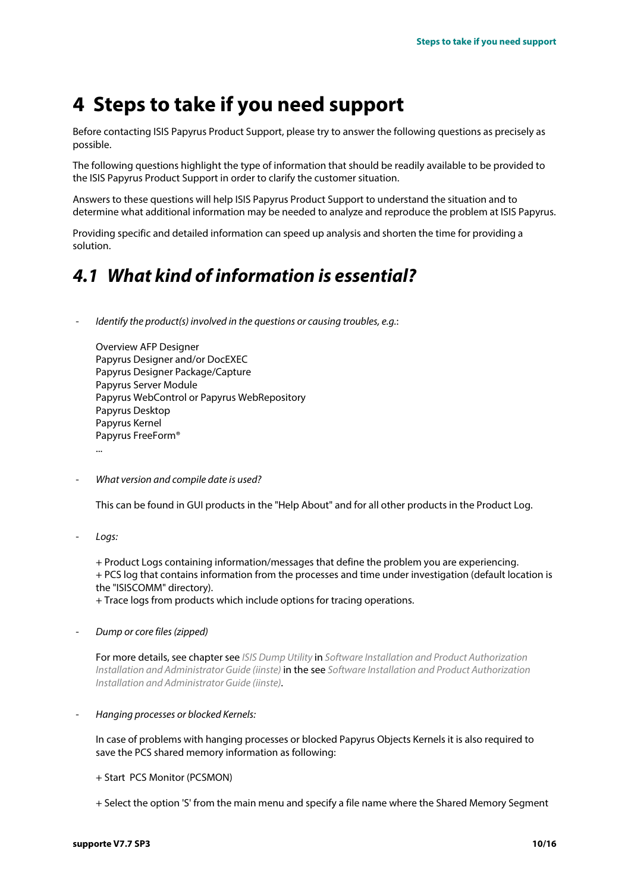# 4 Steps to take if you need support

Before contacting ISIS Papyrus Product Support, please try to answer the following questions as precisely as possible.

The following questions highlight the type of information that should be readily available to be provided to the ISIS Papyrus Product Support in order to clarify the customer situation.

Answers to these questions will help ISIS Papyrus Product Support to understand the situation and to determine what additional information may be needed to analyze and reproduce the problem at ISIS Papyrus.

Providing specific and detailed information can speed up analysis and shorten the time for providing a solution.

## 4.1 What kind of information is essential?

- *Identify the product(s) involved in the questions or causing troubles, e.g.*:

  Overview AFP Designer
  Papyrus Designer and/or DocEXEC
  Papyrus Designer Package/Capture
  Papyrus Server Module
  Papyrus WebControl or Papyrus WebRepository
  Papyrus Desktop
  Papyrus Kernel
  Papyrus FreeForm®
  ...

- *What version and compile date is used?*

  This can be found in GUI products in the "Help About" and for all other products in the Product Log.

- *Logs:*

  + Product Logs containing information/messages that define the problem you are experiencing.
  + PCS log that contains information from the processes and time under investigation (default location is the "ISISCOMM" directory).
  + Trace logs from products which include options for tracing operations.

- *Dump or core files (zipped)*

  For more details, see chapter see *ISIS Dump Utility* in *Software Installation and Product Authorization Installation and Administrator Guide (iinste)* in the see *Software Installation and Product Authorization Installation and Administrator Guide (iinste)*.

- *Hanging processes or blocked Kernels:*

  In case of problems with hanging processes or blocked Papyrus Objects Kernels it is also required to save the PCS shared memory information as following:

  + Start PCS Monitor (PCSMON)

  + Select the option 'S' from the main menu and specify a file name where the Shared Memory Segment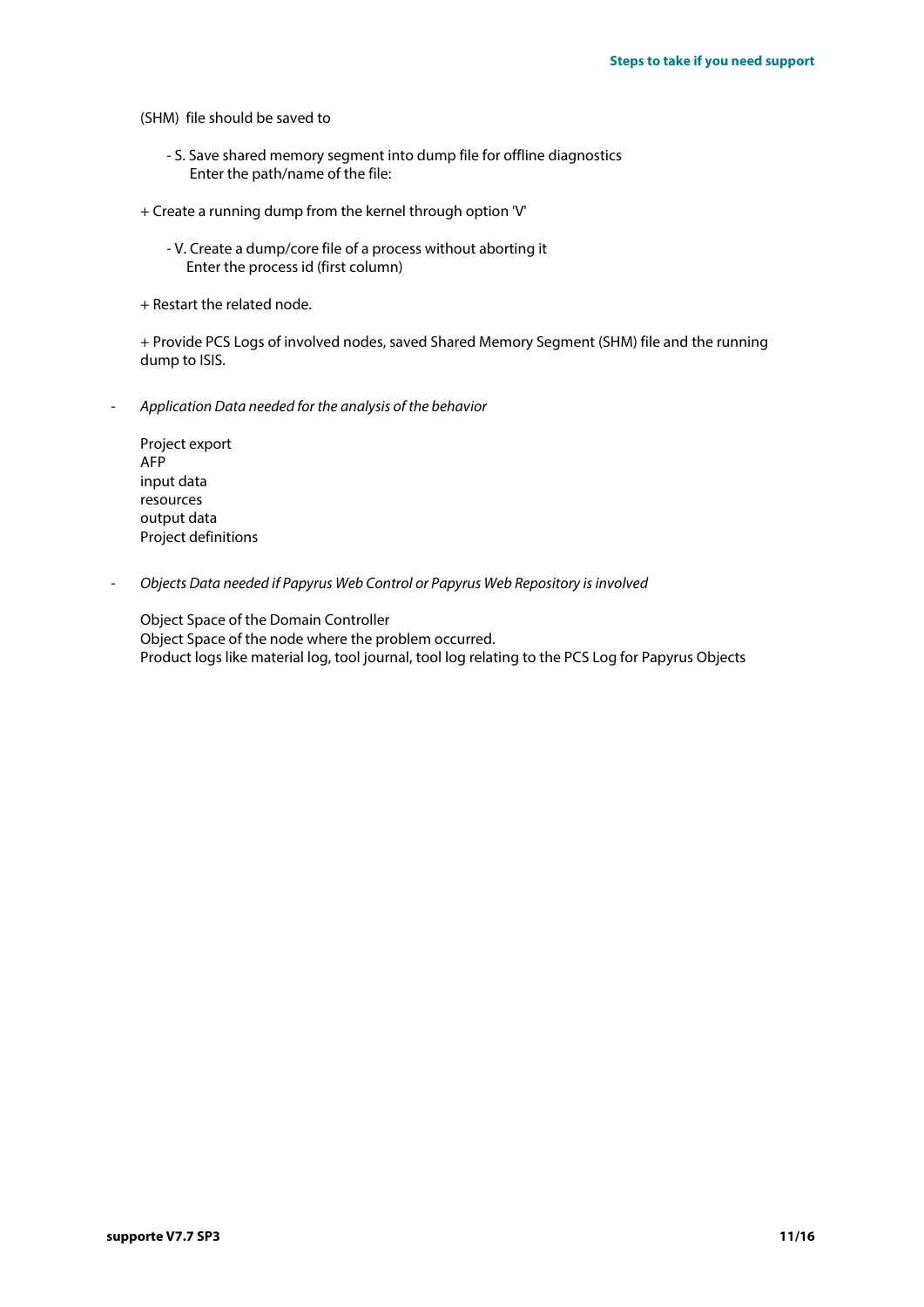(SHM) file should be saved to

- S. Save shared memory segment into dump file for offline diagnostics
  Enter the path/name of the file:

+ Create a running dump from the kernel through option 'V'

- V. Create a dump/core file of a process without aborting it
  Enter the process id (first column)

+ Restart the related node.

+ Provide PCS Logs of involved nodes, saved Shared Memory Segment (SHM) file and the running dump to ISIS.

- *Application Data needed for the analysis of the behavior*

  Project export
  AFP
  input data
  resources
  output data
  Project definitions

- *Objects Data needed if Papyrus Web Control or Papyrus Web Repository is involved*

  Object Space of the Domain Controller
  Object Space of the node where the problem occurred.
  Product logs like material log, tool journal, tool log relating to the PCS Log for Papyrus Objects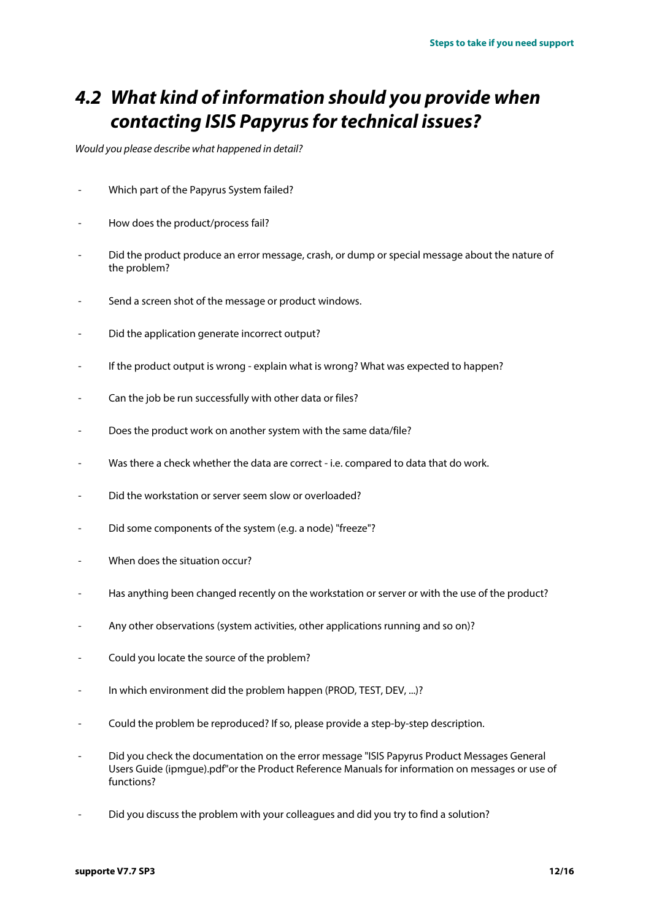## 4.2 What kind of information should you provide when contacting ISIS Papyrus for technical issues?

*Would you please describe what happened in detail?*

- Which part of the Papyrus System failed?
- How does the product/process fail?
- Did the product produce an error message, crash, or dump or special message about the nature of the problem?
- Send a screen shot of the message or product windows.
- Did the application generate incorrect output?
- If the product output is wrong - explain what is wrong? What was expected to happen?
- Can the job be run successfully with other data or files?
- Does the product work on another system with the same data/file?
- Was there a check whether the data are correct - i.e. compared to data that do work.
- Did the workstation or server seem slow or overloaded?
- Did some components of the system (e.g. a node) "freeze"?
- When does the situation occur?
- Has anything been changed recently on the workstation or server or with the use of the product?
- Any other observations (system activities, other applications running and so on)?
- Could you locate the source of the problem?
- In which environment did the problem happen (PROD, TEST, DEV, ...)?
- Could the problem be reproduced? If so, please provide a step-by-step description.
- Did you check the documentation on the error message "ISIS Papyrus Product Messages General Users Guide (ipmgue).pdf"or the Product Reference Manuals for information on messages or use of functions?
- Did you discuss the problem with your colleagues and did you try to find a solution?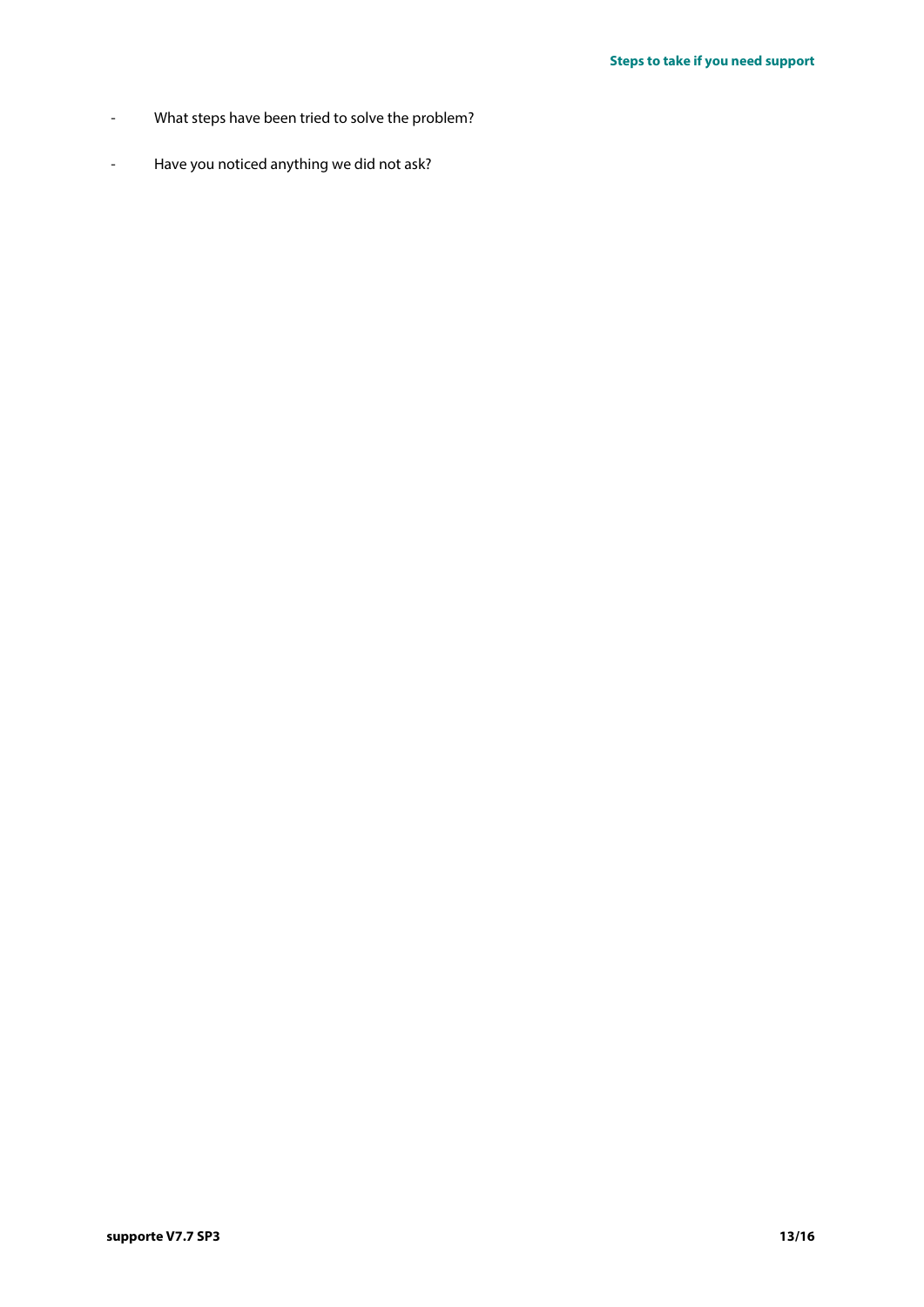- What steps have been tried to solve the problem?
- Have you noticed anything we did not ask?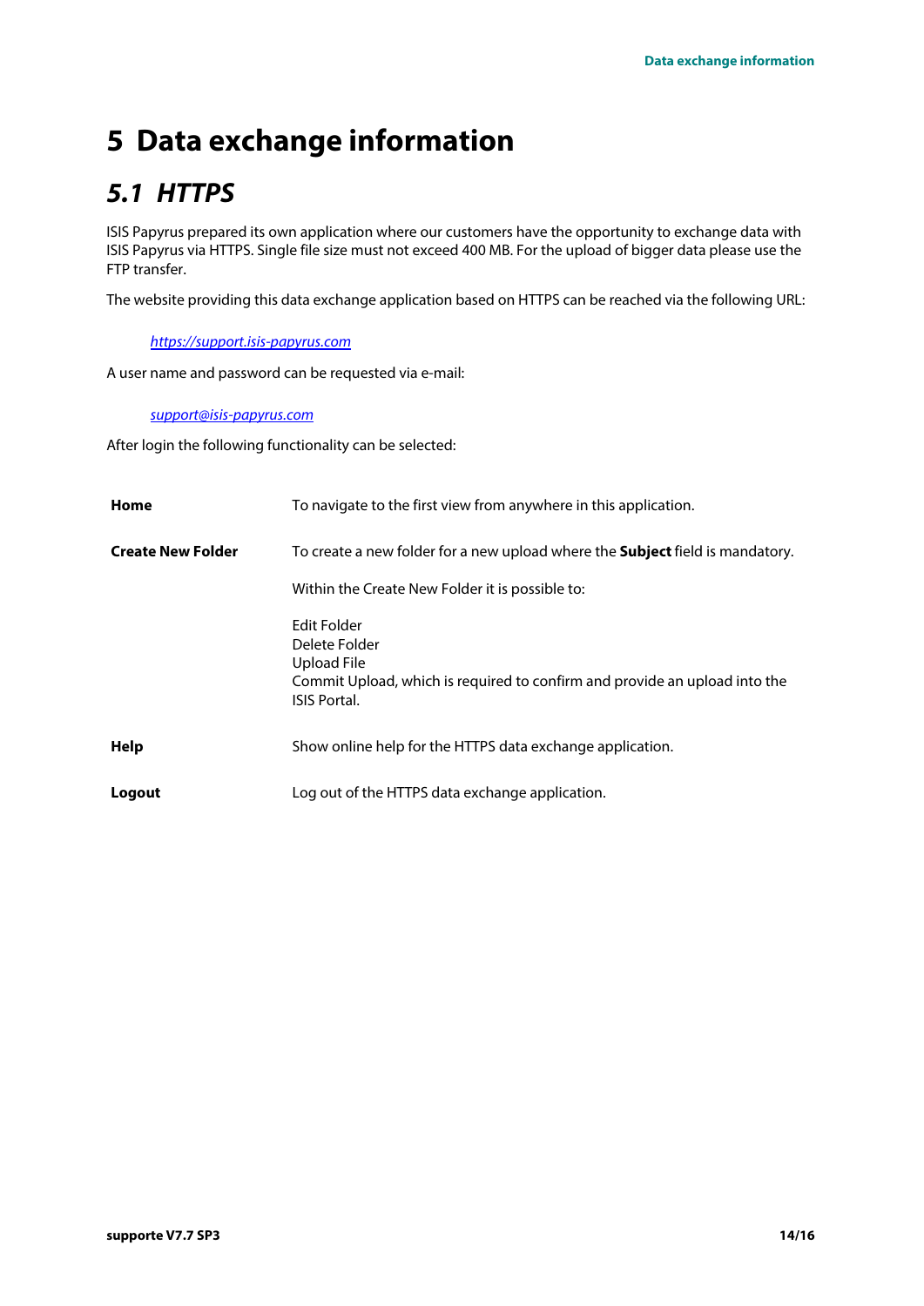# 5 Data exchange information

## *5.1 HTTPS*

ISIS Papyrus prepared its own application where our customers have the opportunity to exchange data with ISIS Papyrus via HTTPS. Single file size must not exceed 400 MB. For the upload of bigger data please use the FTP transfer.

The website providing this data exchange application based on HTTPS can be reached via the following URL:

*https://support.isis-papyrus.com*

A user name and password can be requested via e-mail:

*support@isis-papyrus.com*

After login the following functionality can be selected:

**Home** — To navigate to the first view from anywhere in this application.

**Create New Folder** — To create a new folder for a new upload where the **Subject** field is mandatory.

Within the Create New Folder it is possible to:

Edit Folder
Delete Folder
Upload File
Commit Upload, which is required to confirm and provide an upload into the ISIS Portal.

**Help** — Show online help for the HTTPS data exchange application.

**Logout** — Log out of the HTTPS data exchange application.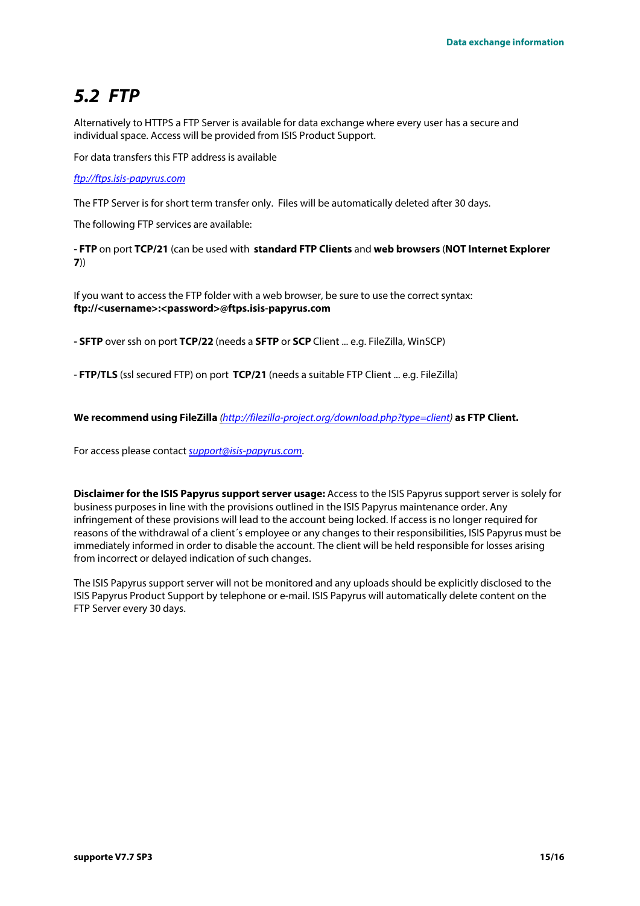## *5.2 FTP*

Alternatively to HTTPS a FTP Server is available for data exchange where every user has a secure and individual space. Access will be provided from ISIS Product Support.

For data transfers this FTP address is available

*ftp://ftps.isis-papyrus.com*

The FTP Server is for short term transfer only. Files will be automatically deleted after 30 days.

The following FTP services are available:

**- FTP** on port **TCP/21** (can be used with **standard FTP Clients** and **web browsers** (**NOT Internet Explorer 7**))

If you want to access the FTP folder with a web browser, be sure to use the correct syntax:
**ftp://<username>:<password>@ftps.isis-papyrus.com**

**- SFTP** over ssh on port **TCP/22** (needs a **SFTP** or **SCP** Client ... e.g. FileZilla, WinSCP)

- **FTP/TLS** (ssl secured FTP) on port **TCP/21** (needs a suitable FTP Client ... e.g. FileZilla)

**We recommend using FileZilla** *(http://filezilla-project.org/download.php?type=client)* **as FTP Client.**

For access please contact *support@isis-papyrus.com*.

**Disclaimer for the ISIS Papyrus support server usage:** Access to the ISIS Papyrus support server is solely for business purposes in line with the provisions outlined in the ISIS Papyrus maintenance order. Any infringement of these provisions will lead to the account being locked. If access is no longer required for reasons of the withdrawal of a client´s employee or any changes to their responsibilities, ISIS Papyrus must be immediately informed in order to disable the account. The client will be held responsible for losses arising from incorrect or delayed indication of such changes.

The ISIS Papyrus support server will not be monitored and any uploads should be explicitly disclosed to the ISIS Papyrus Product Support by telephone or e-mail. ISIS Papyrus will automatically delete content on the FTP Server every 30 days.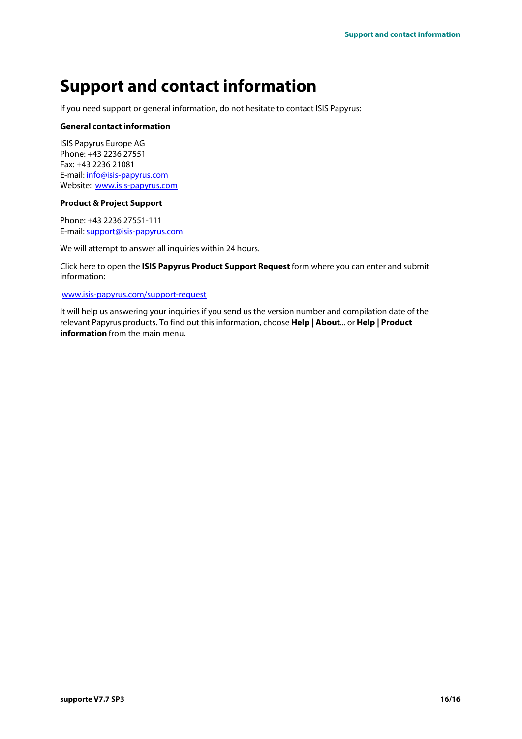# Support and contact information

If you need support or general information, do not hesitate to contact ISIS Papyrus:

**General contact information**

ISIS Papyrus Europe AG
Phone: +43 2236 27551
Fax: +43 2236 21081
E-mail: info@isis-papyrus.com
Website: www.isis-papyrus.com

**Product & Project Support**

Phone: +43 2236 27551-111
E-mail: support@isis-papyrus.com

We will attempt to answer all inquiries within 24 hours.

Click here to open the **ISIS Papyrus Product Support Request** form where you can enter and submit information:

www.isis-papyrus.com/support-request

It will help us answering your inquiries if you send us the version number and compilation date of the relevant Papyrus products. To find out this information, choose **Help | About**... or **Help | Product information** from the main menu.